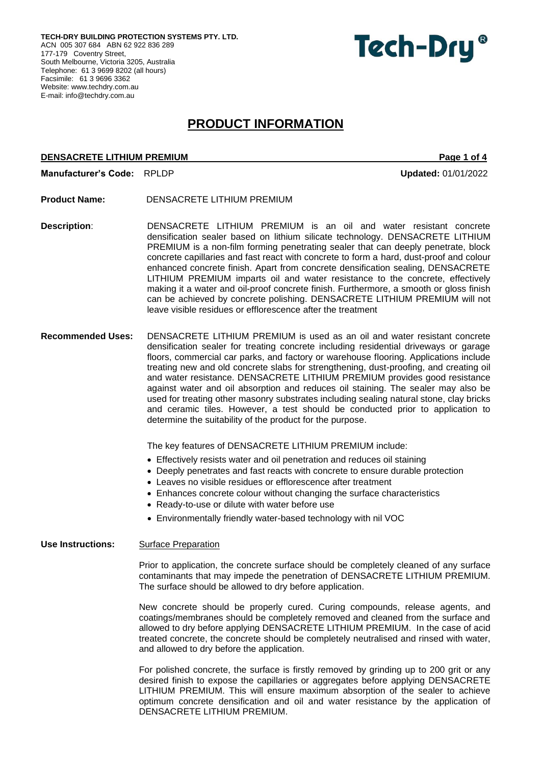**TECH-DRY BUILDING PROTECTION SYSTEMS PTY. LTD.**
ACN 005 307 684 ABN 62 922 836 289
177-179 Coventry Street,
South Melbourne, Victoria 3205, Australia
Telephone: 61 3 9699 8202 (all hours)
Facsimile: 61 3 9696 3362
Website: www.techdry.com.au
E-mail: info@techdry.com.au

**Tech-Dry®**

# PRODUCT INFORMATION

**DENSACRETE LITHIUM PREMIUM**

**Manufacturer's Code:** RPLDP **Updated:** 01/01/2022

**Product Name:** DENSACRETE LITHIUM PREMIUM

**Description**: DENSACRETE LITHIUM PREMIUM is an oil and water resistant concrete densification sealer based on lithium silicate technology. DENSACRETE LITHIUM PREMIUM is a non-film forming penetrating sealer that can deeply penetrate, block concrete capillaries and fast react with concrete to form a hard, dust-proof and colour enhanced concrete finish. Apart from concrete densification sealing, DENSACRETE LITHIUM PREMIUM imparts oil and water resistance to the concrete, effectively making it a water and oil-proof concrete finish. Furthermore, a smooth or gloss finish can be achieved by concrete polishing. DENSACRETE LITHIUM PREMIUM will not leave visible residues or efflorescence after the treatment

**Recommended Uses:** DENSACRETE LITHIUM PREMIUM is used as an oil and water resistant concrete densification sealer for treating concrete including residential driveways or garage floors, commercial car parks, and factory or warehouse flooring. Applications include treating new and old concrete slabs for strengthening, dust-proofing, and creating oil and water resistance. DENSACRETE LITHIUM PREMIUM provides good resistance against water and oil absorption and reduces oil staining. The sealer may also be used for treating other masonry substrates including sealing natural stone, clay bricks and ceramic tiles. However, a test should be conducted prior to application to determine the suitability of the product for the purpose.

The key features of DENSACRETE LITHIUM PREMIUM include:

- Effectively resists water and oil penetration and reduces oil staining
- Deeply penetrates and fast reacts with concrete to ensure durable protection
- Leaves no visible residues or efflorescence after treatment
- Enhances concrete colour without changing the surface characteristics
- Ready-to-use or dilute with water before use
- Environmentally friendly water-based technology with nil VOC

**Use Instructions:** Surface Preparation

Prior to application, the concrete surface should be completely cleaned of any surface contaminants that may impede the penetration of DENSACRETE LITHIUM PREMIUM. The surface should be allowed to dry before application.

New concrete should be properly cured. Curing compounds, release agents, and coatings/membranes should be completely removed and cleaned from the surface and allowed to dry before applying DENSACRETE LITHIUM PREMIUM. In the case of acid treated concrete, the concrete should be completely neutralised and rinsed with water, and allowed to dry before the application.

For polished concrete, the surface is firstly removed by grinding up to 200 grit or any desired finish to expose the capillaries or aggregates before applying DENSACRETE LITHIUM PREMIUM. This will ensure maximum absorption of the sealer to achieve optimum concrete densification and oil and water resistance by the application of DENSACRETE LITHIUM PREMIUM.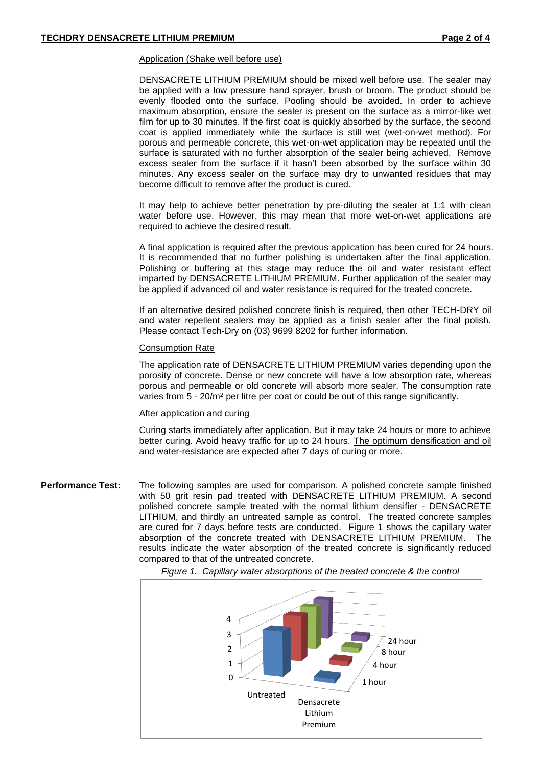Application (Shake well before use)

DENSACRETE LITHIUM PREMIUM should be mixed well before use. The sealer may be applied with a low pressure hand sprayer, brush or broom. The product should be evenly flooded onto the surface. Pooling should be avoided. In order to achieve maximum absorption, ensure the sealer is present on the surface as a mirror-like wet film for up to 30 minutes. If the first coat is quickly absorbed by the surface, the second coat is applied immediately while the surface is still wet (wet-on-wet method). For porous and permeable concrete, this wet-on-wet application may be repeated until the surface is saturated with no further absorption of the sealer being achieved. Remove excess sealer from the surface if it hasn't been absorbed by the surface within 30 minutes. Any excess sealer on the surface may dry to unwanted residues that may become difficult to remove after the product is cured.

It may help to achieve better penetration by pre-diluting the sealer at 1:1 with clean water before use. However, this may mean that more wet-on-wet applications are required to achieve the desired result.

A final application is required after the previous application has been cured for 24 hours. It is recommended that no further polishing is undertaken after the final application. Polishing or buffering at this stage may reduce the oil and water resistant effect imparted by DENSACRETE LITHIUM PREMIUM. Further application of the sealer may be applied if advanced oil and water resistance is required for the treated concrete.

If an alternative desired polished concrete finish is required, then other TECH-DRY oil and water repellent sealers may be applied as a finish sealer after the final polish. Please contact Tech-Dry on (03) 9699 8202 for further information.

Consumption Rate

The application rate of DENSACRETE LITHIUM PREMIUM varies depending upon the porosity of concrete. Dense or new concrete will have a low absorption rate, whereas porous and permeable or old concrete will absorb more sealer. The consumption rate varies from 5 - 20/m$^2$ per litre per coat or could be out of this range significantly.

After application and curing

Curing starts immediately after application. But it may take 24 hours or more to achieve better curing. Avoid heavy traffic for up to 24 hours. The optimum densification and oil and water-resistance are expected after 7 days of curing or more.

**Performance Test:** The following samples are used for comparison. A polished concrete sample finished with 50 grit resin pad treated with DENSACRETE LITHIUM PREMIUM. A second polished concrete sample treated with the normal lithium densifier - DENSACRETE LITHIUM, and thirdly an untreated sample as control. The treated concrete samples are cured for 7 days before tests are conducted. Figure 1 shows the capillary water absorption of the concrete treated with DENSACRETE LITHIUM PREMIUM. The results indicate the water absorption of the treated concrete is significantly reduced compared to that of the untreated concrete.

*Figure 1. Capillary water absorptions of the treated concrete & the control*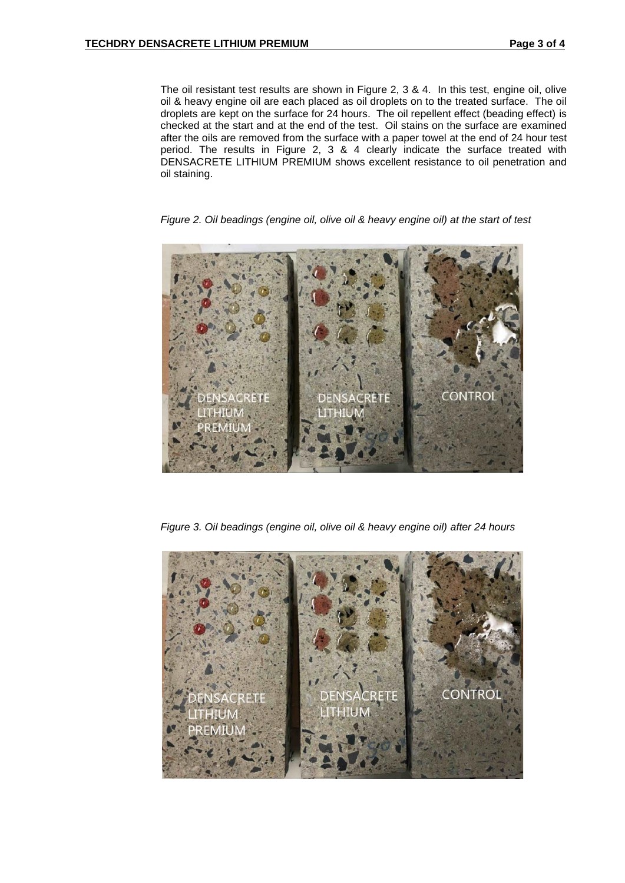The oil resistant test results are shown in Figure 2, 3 & 4. In this test, engine oil, olive oil & heavy engine oil are each placed as oil droplets on to the treated surface. The oil droplets are kept on the surface for 24 hours. The oil repellent effect (beading effect) is checked at the start and at the end of the test. Oil stains on the surface are examined after the oils are removed from the surface with a paper towel at the end of 24 hour test period. The results in Figure 2, 3 & 4 clearly indicate the surface treated with DENSACRETE LITHIUM PREMIUM shows excellent resistance to oil penetration and oil staining.

*Figure 2. Oil beadings (engine oil, olive oil & heavy engine oil) at the start of test*

*Figure 3. Oil beadings (engine oil, olive oil & heavy engine oil) after 24 hours*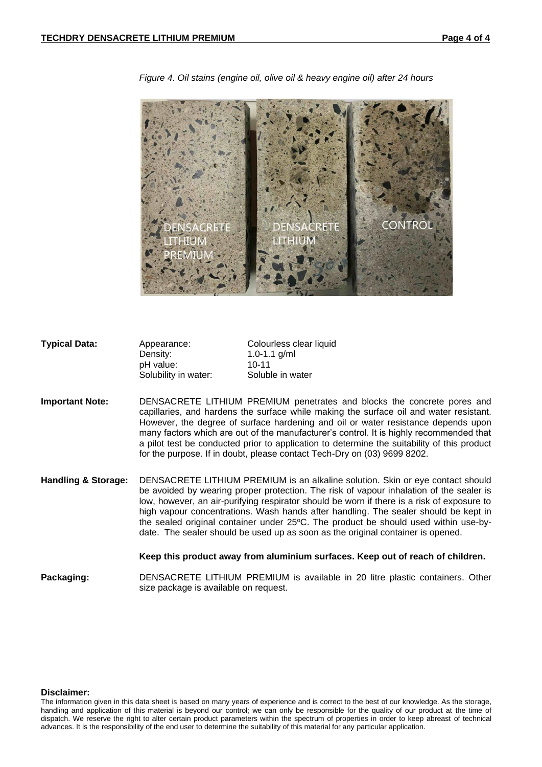*Figure 4. Oil stains (engine oil, olive oil & heavy engine oil) after 24 hours*

DENSACRETE LITHIUM PREMIUM

DENSACRETE LITHIUM

CONTROL

**Typical Data:**

| | |
|---|---|
| Appearance: | Colourless clear liquid |
| Density: | 1.0-1.1 g/ml |
| pH value: | 10-11 |
| Solubility in water: | Soluble in water |

**Important Note:** DENSACRETE LITHIUM PREMIUM penetrates and blocks the concrete pores and capillaries, and hardens the surface while making the surface oil and water resistant. However, the degree of surface hardening and oil or water resistance depends upon many factors which are out of the manufacturer's control. It is highly recommended that a pilot test be conducted prior to application to determine the suitability of this product for the purpose. If in doubt, please contact Tech-Dry on (03) 9699 8202.

**Handling & Storage:** DENSACRETE LITHIUM PREMIUM is an alkaline solution. Skin or eye contact should be avoided by wearing proper protection. The risk of vapour inhalation of the sealer is low, however, an air-purifying respirator should be worn if there is a risk of exposure to high vapour concentrations. Wash hands after handling. The sealer should be kept in the sealed original container under 25ºC. The product be should used within use-by-date. The sealer should be used up as soon as the original container is opened.

**Keep this product away from aluminium surfaces. Keep out of reach of children.**

**Packaging:** DENSACRETE LITHIUM PREMIUM is available in 20 litre plastic containers. Other size package is available on request.

**Disclaimer:**
The information given in this data sheet is based on many years of experience and is correct to the best of our knowledge. As the storage, handling and application of this material is beyond our control; we can only be responsible for the quality of our product at the time of dispatch. We reserve the right to alter certain product parameters within the spectrum of properties in order to keep abreast of technical advances. It is the responsibility of the end user to determine the suitability of this material for any particular application.